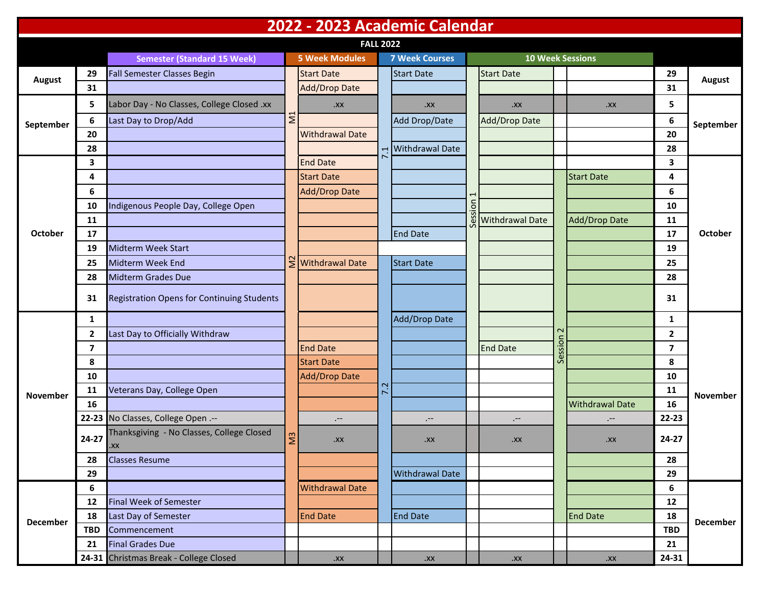# 2022 - 2023 Academic Calendar

## FALL 2022

| Month | Date | Semester (Standard 15 Week) | | 5 Week Modules | | 7 Week Courses | | 10 Week Sessions | | Date | Month |
|---|---|---|---|---|---|---|---|---|---|---|---|
| August | 29 | Fall Semester Classes Begin | M1 | Start Date | 7.1 | Start Date | Session 1 | Start Date | | 29 | August |
| | 31 | | | Add/Drop Date | | | | | | 31 | |
| September | 5 | Labor Day - No Classes, College Closed .xx | | .xx | | .xx | | .xx | .xx | 5 | September |
| | 6 | Last Day to Drop/Add | | | | Add Drop/Date | | Add/Drop Date | | 6 | |
| | 20 | | | Withdrawal Date | | | | | | 20 | |
| | 28 | | | | | Withdrawal Date | | | | 28 | |
| October | 3 | | | End Date | | | | | | 3 | October |
| | 4 | | M2 | Start Date | | | | | Start Date | 4 | |
| | 6 | | | Add/Drop Date | | | | | | 6 | |
| | 10 | Indigenous People Day, College Open | | | | | | | | 10 | |
| | 11 | | | | | | | Withdrawal Date | Add/Drop Date | 11 | |
| | 17 | | | | | End Date | | | | 17 | |
| | 19 | Midterm Week Start | | | | | | | | 19 | |
| | 25 | Midterm Week End | | Withdrawal Date | 7.2 | Start Date | | | | 25 | |
| | 28 | Midterm Grades Due | | | | | | | | 28 | |
| | 31 | Registration Opens for Continuing Students | | | | | | | | 31 | |
| November | 1 | | | | | Add/Drop Date | | | Session 2 | 1 | November |
| | 2 | Last Day to Officially Withdraw | | | | | | | | 2 | |
| | 7 | | | End Date | | | | End Date | | 7 | |
| | 8 | | M3 | Start Date | | | | | | 8 | |
| | 10 | | | Add/Drop Date | | | | | | 10 | |
| | 11 | Veterans Day, College Open | | | | | | | | 11 | |
| | 16 | | | | | | | | Withdrawal Date | 16 | |
| | 22-23 | No Classes, College Open .-- | | .-- | | .-- | | .-- | .-- | 22-23 | |
| | 24-27 | Thanksgiving - No Classes, College Closed .xx | | .xx | | .xx | | .xx | .xx | 24-27 | |
| | 28 | Classes Resume | | | | | | | | 28 | |
| | 29 | | | | | Withdrawal Date | | | | 29 | |
| December | 6 | | | Withdrawal Date | | | | | | 6 | December |
| | 12 | Final Week of Semester | | | | | | | | 12 | |
| | 18 | Last Day of Semester | | End Date | | End Date | | | End Date | 18 | |
| | TBD | Commencement | | | | | | | | TBD | |
| | 21 | Final Grades Due | | | | | | | | 21 | |
| | 24-31 | Christmas Break - College Closed | | .xx | | .xx | | .xx | .xx | 24-31 | |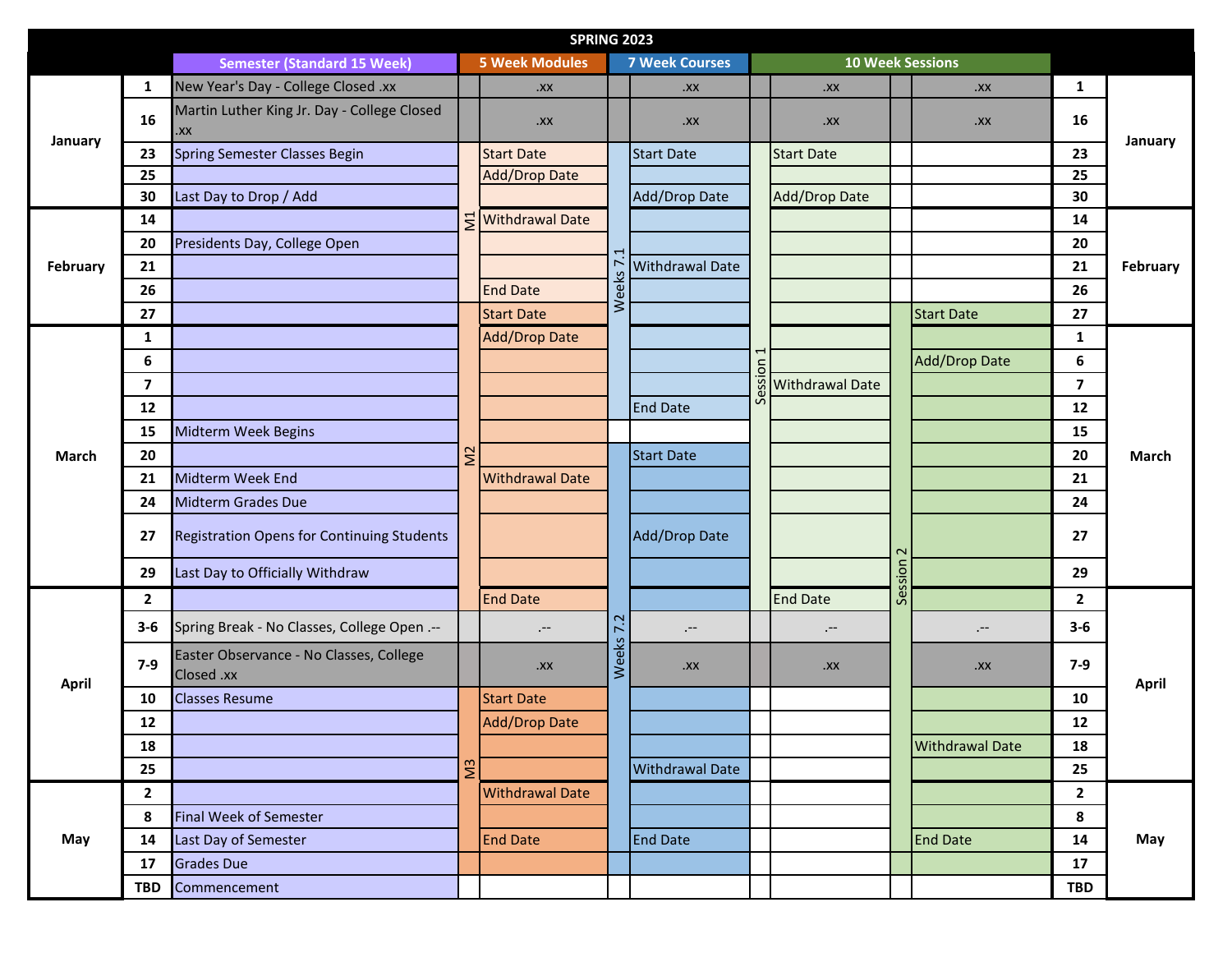# SPRING 2023

| Month | Day | Semester (Standard 15 Week) | 5 Week Modules | | 7 Week Courses | | 10 Week Sessions | | | | Day | Month |
|---|---|---|---|---|---|---|---|---|---|---|---|---|
| January | 1 | New Year's Day - College Closed .xx | | .xx | | .xx | | .xx | | .xx | 1 | January |
| January | 16 | Martin Luther King Jr. Day - College Closed .xx | | .xx | | .xx | | .xx | | .xx | 16 | January |
| January | 23 | Spring Semester Classes Begin | M1 | Start Date | Weeks 7.1 | Start Date | Session 1 | Start Date | | | 23 | January |
| January | 25 | | M1 | Add/Drop Date | Weeks 7.1 | | Session 1 | | | | 25 | January |
| January | 30 | Last Day to Drop / Add | M1 | | Weeks 7.1 | Add/Drop Date | Session 1 | Add/Drop Date | | | 30 | January |
| February | 14 | | M1 | Withdrawal Date | Weeks 7.1 | | Session 1 | | | | 14 | February |
| February | 20 | Presidents Day, College Open | M1 | | Weeks 7.1 | | Session 1 | | | | 20 | February |
| February | 21 | | M1 | | Weeks 7.1 | Withdrawal Date | Session 1 | | | | 21 | February |
| February | 26 | | M1 | End Date | Weeks 7.1 | | Session 1 | | | | 26 | February |
| February | 27 | | M2 | Start Date | Weeks 7.1 | | Session 1 | | Session 2 | Start Date | 27 | February |
| March | 1 | | M2 | Add/Drop Date | Weeks 7.1 | | Session 1 | | Session 2 | | 1 | March |
| March | 6 | | M2 | | Weeks 7.1 | | Session 1 | | Session 2 | Add/Drop Date | 6 | March |
| March | 7 | | M2 | | Weeks 7.1 | | Session 1 | Withdrawal Date | Session 2 | | 7 | March |
| March | 12 | | M2 | | Weeks 7.1 | End Date | Session 1 | | Session 2 | | 12 | March |
| March | 15 | Midterm Week Begins | M2 | | | | Session 1 | | Session 2 | | 15 | March |
| March | 20 | | M2 | | Weeks 7.2 | Start Date | Session 1 | | Session 2 | | 20 | March |
| March | 21 | Midterm Week End | M2 | Withdrawal Date | Weeks 7.2 | | Session 1 | | Session 2 | | 21 | March |
| March | 24 | Midterm Grades Due | M2 | | Weeks 7.2 | | Session 1 | | Session 2 | | 24 | March |
| March | 27 | Registration Opens for Continuing Students | M2 | | Weeks 7.2 | Add/Drop Date | Session 1 | | Session 2 | | 27 | March |
| March | 29 | Last Day to Officially Withdraw | M2 | | Weeks 7.2 | | Session 1 | | Session 2 | | 29 | March |
| April | 2 | | M2 | End Date | Weeks 7.2 | | Session 1 | End Date | Session 2 | | 2 | April |
| April | 3-6 | Spring Break - No Classes, College Open .-- | | .-- | | .-- | | .-- | | .-- | 3-6 | April |
| April | 7-9 | Easter Observance - No Classes, College Closed .xx | | .xx | | .xx | | .xx | | .xx | 7-9 | April |
| April | 10 | Classes Resume | M3 | Start Date | Weeks 7.2 | | | | Session 2 | | 10 | April |
| April | 12 | | M3 | Add/Drop Date | Weeks 7.2 | | | | Session 2 | | 12 | April |
| April | 18 | | M3 | | Weeks 7.2 | | | | Session 2 | Withdrawal Date | 18 | April |
| April | 25 | | M3 | | Weeks 7.2 | Withdrawal Date | | | Session 2 | | 25 | April |
| May | 2 | | M3 | Withdrawal Date | Weeks 7.2 | | | | Session 2 | | 2 | May |
| May | 8 | Final Week of Semester | M3 | | Weeks 7.2 | | | | Session 2 | | 8 | May |
| May | 14 | Last Day of Semester | M3 | End Date | Weeks 7.2 | End Date | | | Session 2 | End Date | 14 | May |
| May | 17 | Grades Due | | | | | | | | | 17 | May |
| May | TBD | Commencement | | | | | | | | | TBD | May |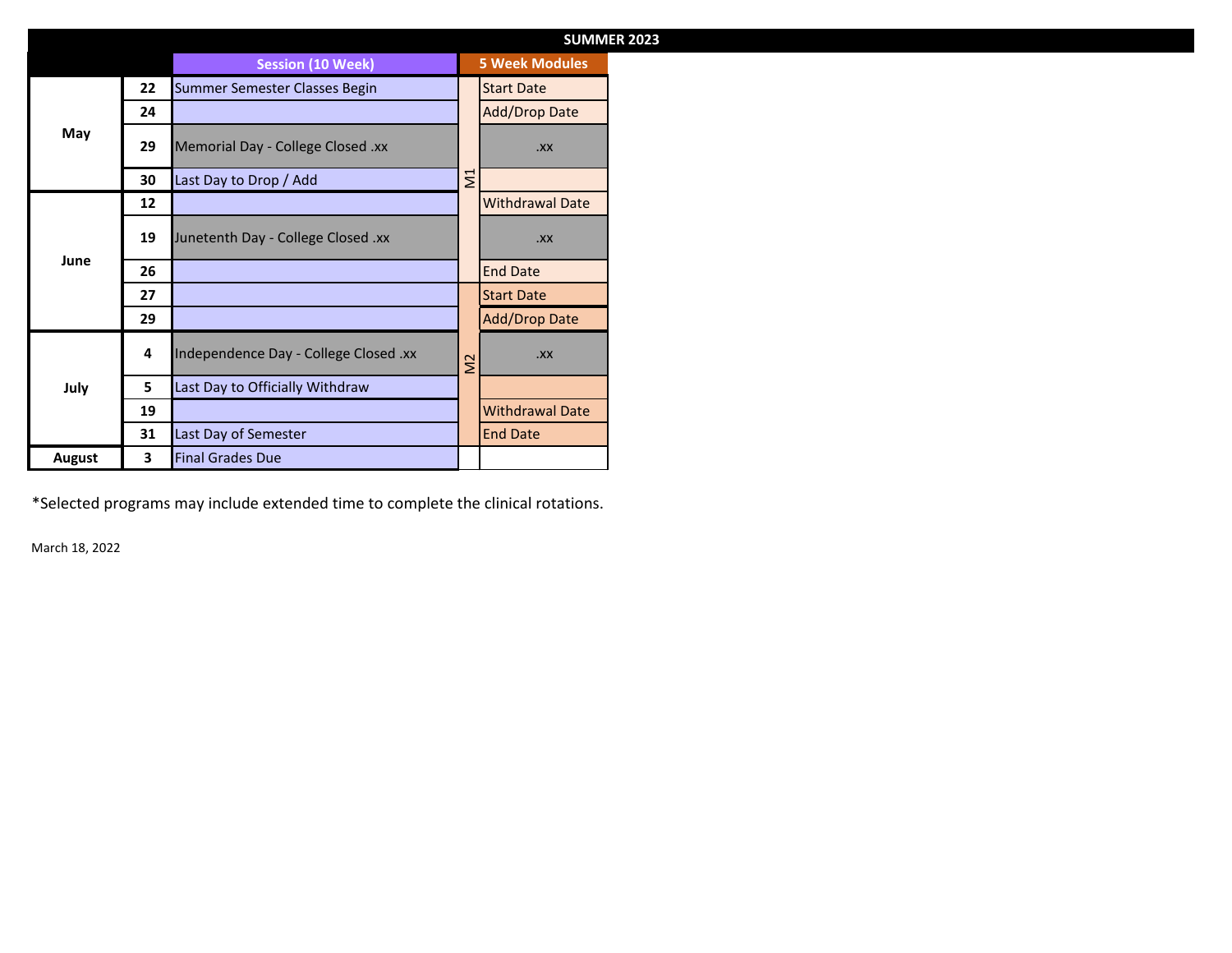## SUMMER 2023

| | | Session (10 Week) | | 5 Week Modules |
|---|---|---|---|---|
| May | 22 | Summer Semester Classes Begin | M1 | Start Date |
| | 24 | | | Add/Drop Date |
| | 29 | Memorial Day - College Closed .xx | | .xx |
| | 30 | Last Day to Drop / Add | | |
| June | 12 | | | Withdrawal Date |
| | 19 | Juneteenth Day - College Closed .xx | | .xx |
| | 26 | | | End Date |
| | 27 | | M2 | Start Date |
| | 29 | | | Add/Drop Date |
| July | 4 | Independence Day - College Closed .xx | | .xx |
| | 5 | Last Day to Officially Withdraw | | |
| | 19 | | | Withdrawal Date |
| | 31 | Last Day of Semester | | End Date |
| August | 3 | Final Grades Due | | |

*Selected programs may include extended time to complete the clinical rotations.

March 18, 2022